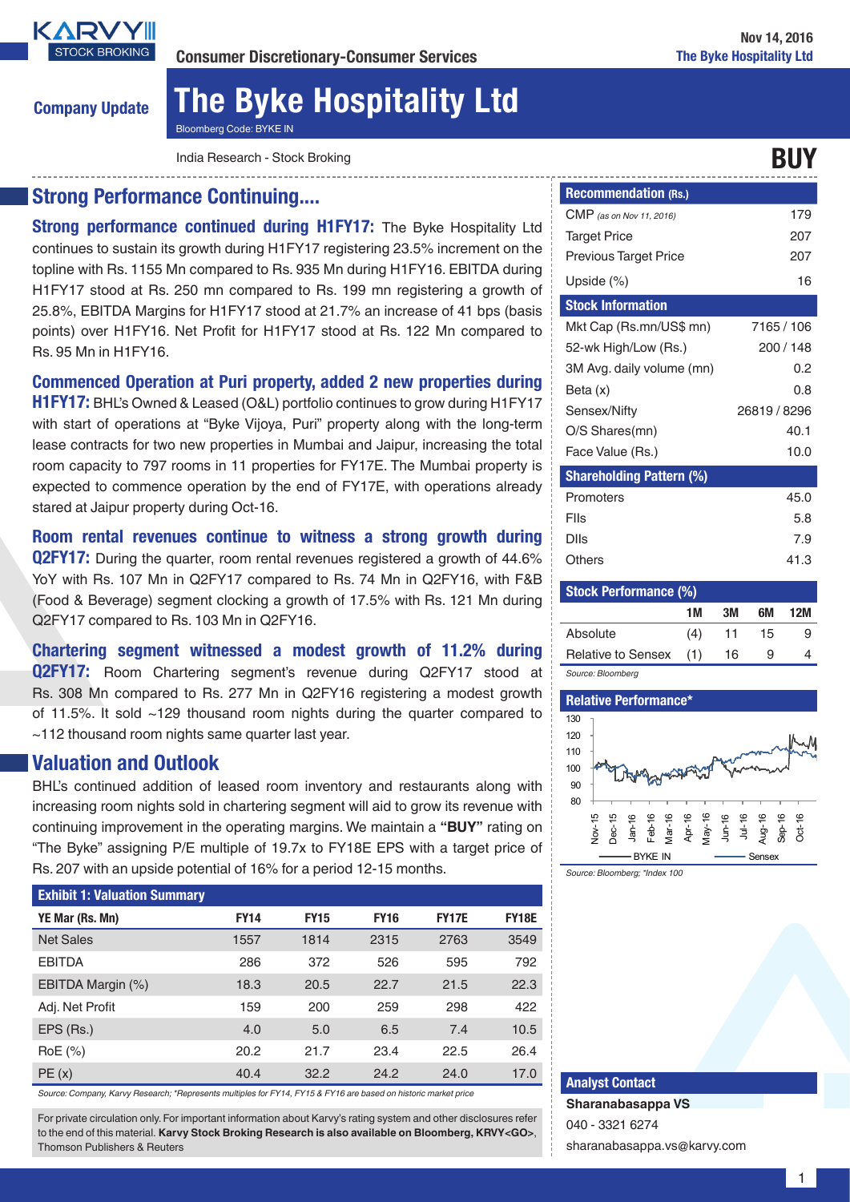Consumer Discretionary-Consumer Services

Nov 14, 2016
The Byke Hospitality Ltd

Company Update

# The Byke Hospitality Ltd

Bloomberg Code: BYKE IN

India Research - Stock Broking

**BUY**

## Strong Performance Continuing....

**Strong performance continued during H1FY17:** The Byke Hospitality Ltd continues to sustain its growth during H1FY17 registering 23.5% increment on the topline with Rs. 1155 Mn compared to Rs. 935 Mn during H1FY16. EBITDA during H1FY17 stood at Rs. 250 mn compared to Rs. 199 mn registering a growth of 25.8%, EBITDA Margins for H1FY17 stood at 21.7% an increase of 41 bps (basis points) over H1FY16. Net Profit for H1FY17 stood at Rs. 122 Mn compared to Rs. 95 Mn in H1FY16.

**Commenced Operation at Puri property, added 2 new properties during H1FY17:** BHL's Owned & Leased (O&L) portfolio continues to grow during H1FY17 with start of operations at "Byke Vijoya, Puri" property along with the long-term lease contracts for two new properties in Mumbai and Jaipur, increasing the total room capacity to 797 rooms in 11 properties for FY17E. The Mumbai property is expected to commence operation by the end of FY17E, with operations already stared at Jaipur property during Oct-16.

**Room rental revenues continue to witness a strong growth during Q2FY17:** During the quarter, room rental revenues registered a growth of 44.6% YoY with Rs. 107 Mn in Q2FY17 compared to Rs. 74 Mn in Q2FY16, with F&B (Food & Beverage) segment clocking a growth of 17.5% with Rs. 121 Mn during Q2FY17 compared to Rs. 103 Mn in Q2FY16.

**Chartering segment witnessed a modest growth of 11.2% during Q2FY17:** Room Chartering segment's revenue during Q2FY17 stood at Rs. 308 Mn compared to Rs. 277 Mn in Q2FY16 registering a modest growth of 11.5%. It sold ~129 thousand room nights during the quarter compared to ~112 thousand room nights same quarter last year.

## Valuation and Outlook

BHL's continued addition of leased room inventory and restaurants along with increasing room nights sold in chartering segment will aid to grow its revenue with continuing improvement in the operating margins. We maintain a **"BUY"** rating on "The Byke" assigning P/E multiple of 19.7x to FY18E EPS with a target price of Rs. 207 with an upside potential of 16% for a period 12-15 months.

**Exhibit 1: Valuation Summary**

| YE Mar (Rs. Mn) | FY14 | FY15 | FY16 | FY17E | FY18E |
|---|---|---|---|---|---|
| Net Sales | 1557 | 1814 | 2315 | 2763 | 3549 |
| EBITDA | 286 | 372 | 526 | 595 | 792 |
| EBITDA Margin (%) | 18.3 | 20.5 | 22.7 | 21.5 | 22.3 |
| Adj. Net Profit | 159 | 200 | 259 | 298 | 422 |
| EPS (Rs.) | 4.0 | 5.0 | 6.5 | 7.4 | 10.5 |
| RoE (%) | 20.2 | 21.7 | 23.4 | 22.5 | 26.4 |
| PE (x) | 40.4 | 32.2 | 24.2 | 24.0 | 17.0 |

*Source: Company, Karvy Research; \*Represents multiples for FY14, FY15 & FY16 are based on historic market price*

For private circulation only. For important information about Karvy's rating system and other disclosures refer to the end of this material. **Karvy Stock Broking Research is also available on Bloomberg, KRVY<GO>**, Thomson Publishers & Reuters

| Recommendation (Rs.) | |
|---|---|
| CMP *(as on Nov 11, 2016)* | 179 |
| Target Price | 207 |
| Previous Target Price | 207 |
| Upside (%) | 16 |

| Stock Information | |
|---|---|
| Mkt Cap (Rs.mn/US$ mn) | 7165 / 106 |
| 52-wk High/Low (Rs.) | 200 / 148 |
| 3M Avg. daily volume (mn) | 0.2 |
| Beta (x) | 0.8 |
| Sensex/Nifty | 26819 / 8296 |
| O/S Shares(mn) | 40.1 |
| Face Value (Rs.) | 10.0 |

| Shareholding Pattern (%) | |
|---|---|
| Promoters | 45.0 |
| FIIs | 5.8 |
| DIIs | 7.9 |
| Others | 41.3 |

| Stock Performance (%) | 1M | 3M | 6M | 12M |
|---|---|---|---|---|
| Absolute | (4) | 11 | 15 | 9 |
| Relative to Sensex | (1) | 16 | 9 | 4 |

*Source: Bloomberg*

**Relative Performance\***

*Source: Bloomberg; \*Index 100*

**Analyst Contact**
**Sharanabasappa VS**
040 - 3321 6274
sharanabasappa.vs@karvy.com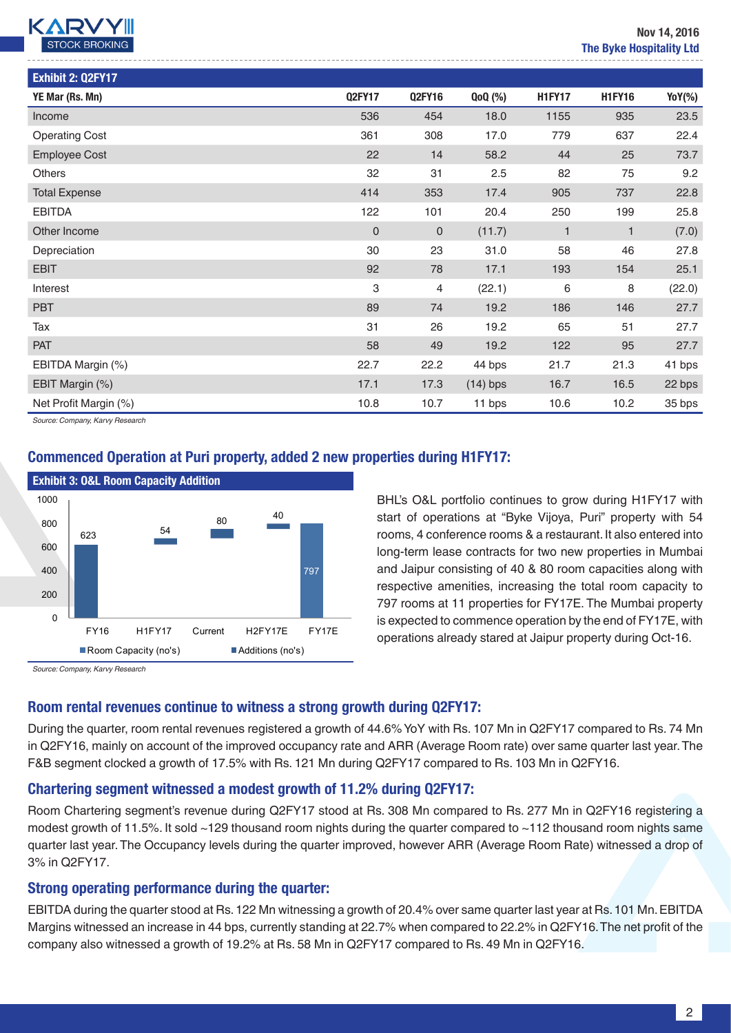**Exhibit 2: Q2FY17**

| YE Mar (Rs. Mn) | Q2FY17 | Q2FY16 | QoQ (%) | H1FY17 | H1FY16 | YoY(%) |
|---|---|---|---|---|---|---|
| Income | 536 | 454 | 18.0 | 1155 | 935 | 23.5 |
| Operating Cost | 361 | 308 | 17.0 | 779 | 637 | 22.4 |
| Employee Cost | 22 | 14 | 58.2 | 44 | 25 | 73.7 |
| Others | 32 | 31 | 2.5 | 82 | 75 | 9.2 |
| Total Expense | 414 | 353 | 17.4 | 905 | 737 | 22.8 |
| EBITDA | 122 | 101 | 20.4 | 250 | 199 | 25.8 |
| Other Income | 0 | 0 | (11.7) | 1 | 1 | (7.0) |
| Depreciation | 30 | 23 | 31.0 | 58 | 46 | 27.8 |
| EBIT | 92 | 78 | 17.1 | 193 | 154 | 25.1 |
| Interest | 3 | 4 | (22.1) | 6 | 8 | (22.0) |
| PBT | 89 | 74 | 19.2 | 186 | 146 | 27.7 |
| Tax | 31 | 26 | 19.2 | 65 | 51 | 27.7 |
| PAT | 58 | 49 | 19.2 | 122 | 95 | 27.7 |
| EBITDA Margin (%) | 22.7 | 22.2 | 44 bps | 21.7 | 21.3 | 41 bps |
| EBIT Margin (%) | 17.1 | 17.3 | (14) bps | 16.7 | 16.5 | 22 bps |
| Net Profit Margin (%) | 10.8 | 10.7 | 11 bps | 10.6 | 10.2 | 35 bps |

*Source: Company, Karvy Research*

## Commenced Operation at Puri property, added 2 new properties during H1FY17:

**Exhibit 3: O&L Room Capacity Addition**

| | FY16 | H1FY17 | Current | H2FY17E | FY17E |
|---|---|---|---|---|---|
| Room Capacity (no's) | 623 | | | | 797 |
| Additions (no's) | | 54 | 80 | 40 | |

*Source: Company, Karvy Research*

BHL's O&L portfolio continues to grow during H1FY17 with start of operations at "Byke Vijoya, Puri" property with 54 rooms, 4 conference rooms & a restaurant. It also entered into long-term lease contracts for two new properties in Mumbai and Jaipur consisting of 40 & 80 room capacities along with respective amenities, increasing the total room capacity to 797 rooms at 11 properties for FY17E. The Mumbai property is expected to commence operation by the end of FY17E, with operations already stared at Jaipur property during Oct-16.

## Room rental revenues continue to witness a strong growth during Q2FY17:

During the quarter, room rental revenues registered a growth of 44.6% YoY with Rs. 107 Mn in Q2FY17 compared to Rs. 74 Mn in Q2FY16, mainly on account of the improved occupancy rate and ARR (Average Room rate) over same quarter last year. The F&B segment clocked a growth of 17.5% with Rs. 121 Mn during Q2FY17 compared to Rs. 103 Mn in Q2FY16.

## Chartering segment witnessed a modest growth of 11.2% during Q2FY17:

Room Chartering segment's revenue during Q2FY17 stood at Rs. 308 Mn compared to Rs. 277 Mn in Q2FY16 registering a modest growth of 11.5%. It sold ~129 thousand room nights during the quarter compared to ~112 thousand room nights same quarter last year. The Occupancy levels during the quarter improved, however ARR (Average Room Rate) witnessed a drop of 3% in Q2FY17.

## Strong operating performance during the quarter:

EBITDA during the quarter stood at Rs. 122 Mn witnessing a growth of 20.4% over same quarter last year at Rs. 101 Mn. EBITDA Margins witnessed an increase in 44 bps, currently standing at 22.7% when compared to 22.2% in Q2FY16. The net profit of the company also witnessed a growth of 19.2% at Rs. 58 Mn in Q2FY17 compared to Rs. 49 Mn in Q2FY16.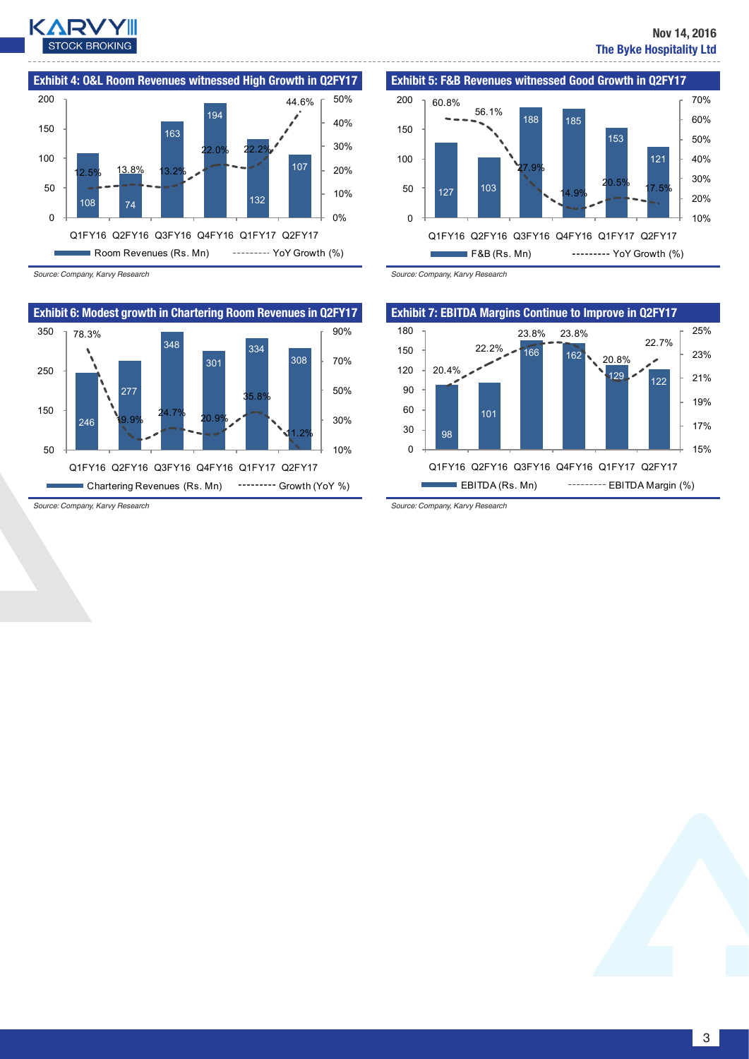### Exhibit 4: O&L Room Revenues witnessed High Growth in Q2FY17

| | Q1FY16 | Q2FY16 | Q3FY16 | Q4FY16 | Q1FY17 | Q2FY17 |
|---|---|---|---|---|---|---|
| Room Revenues (Rs. Mn) | 108 | 74 | 163 | 194 | 132 | 107 |
| YoY Growth (%) | 12.5% | 13.8% | 13.2% | 22.0% | 22.2% | 44.6% |

*Source: Company, Karvy Research*

### Exhibit 5: F&B Revenues witnessed Good Growth in Q2FY17

| | Q1FY16 | Q2FY16 | Q3FY16 | Q4FY16 | Q1FY17 | Q2FY17 |
|---|---|---|---|---|---|---|
| F&B (Rs. Mn) | 127 | 103 | 188 | 185 | 153 | 121 |
| YoY Growth (%) | 60.8% | 56.1% | 27.9% | 14.9% | 20.5% | 17.5% |

*Source: Company, Karvy Research*

### Exhibit 6: Modest growth in Chartering Room Revenues in Q2FY17

| | Q1FY16 | Q2FY16 | Q3FY16 | Q4FY16 | Q1FY17 | Q2FY17 |
|---|---|---|---|---|---|---|
| Chartering Revenues (Rs. Mn) | 246 | 277 | 348 | 301 | 334 | 308 |
| Growth (YoY %) | 78.3% | 19.9% | 24.7% | 20.9% | 35.8% | 11.2% |

*Source: Company, Karvy Research*

### Exhibit 7: EBITDA Margins Continue to Improve in Q2FY17

| | Q1FY16 | Q2FY16 | Q3FY16 | Q4FY16 | Q1FY17 | Q2FY17 |
|---|---|---|---|---|---|---|
| EBITDA (Rs. Mn) | 98 | 101 | 166 | 162 | 129 | 122 |
| EBITDA Margin (%) | 20.4% | 22.2% | 23.8% | 23.8% | 20.8% | 22.7% |

*Source: Company, Karvy Research*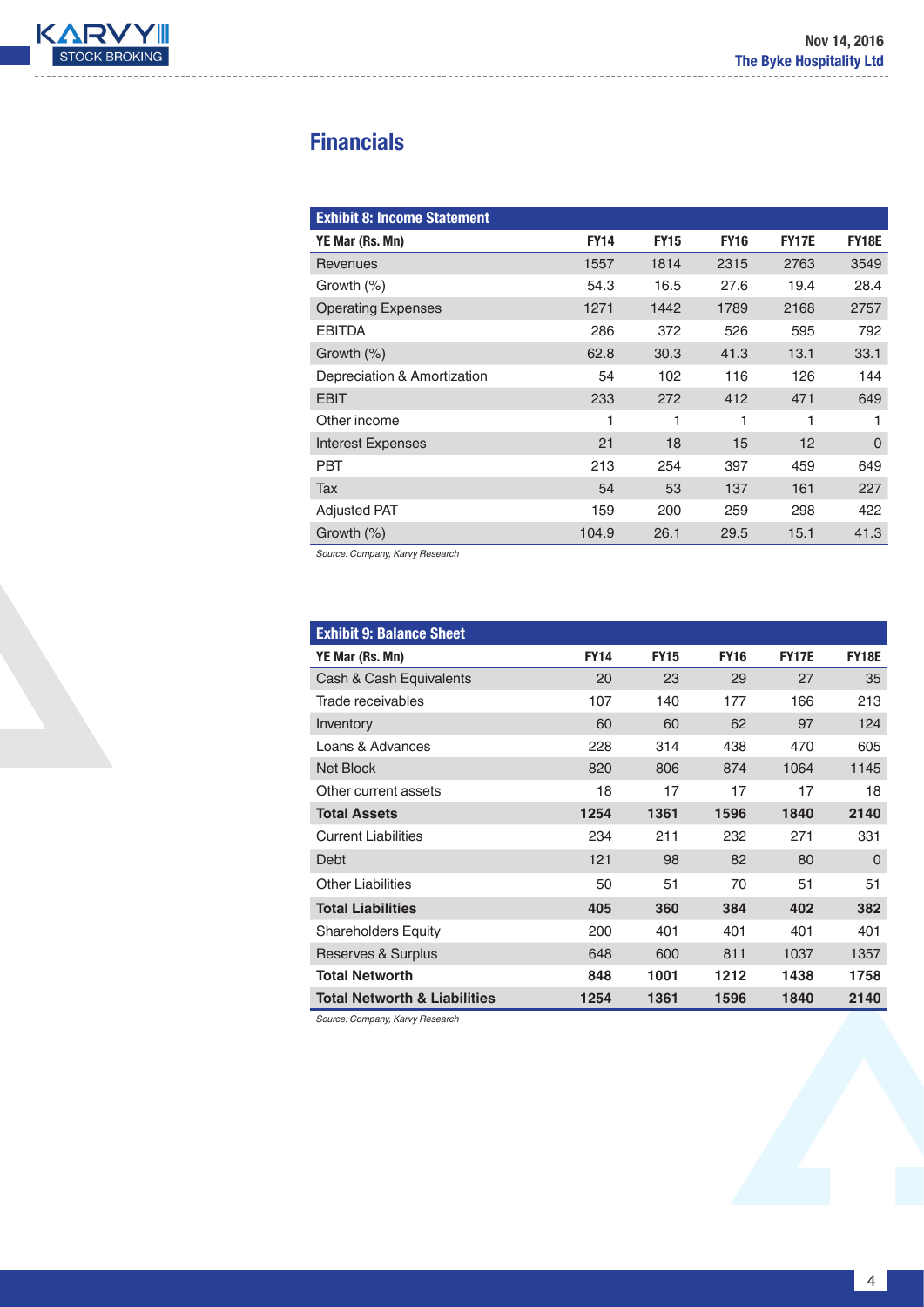## Financials

**Exhibit 8: Income Statement**

| YE Mar (Rs. Mn) | FY14 | FY15 | FY16 | FY17E | FY18E |
|---|---|---|---|---|---|
| Revenues | 1557 | 1814 | 2315 | 2763 | 3549 |
| Growth (%) | 54.3 | 16.5 | 27.6 | 19.4 | 28.4 |
| Operating Expenses | 1271 | 1442 | 1789 | 2168 | 2757 |
| EBITDA | 286 | 372 | 526 | 595 | 792 |
| Growth (%) | 62.8 | 30.3 | 41.3 | 13.1 | 33.1 |
| Depreciation & Amortization | 54 | 102 | 116 | 126 | 144 |
| EBIT | 233 | 272 | 412 | 471 | 649 |
| Other income | 1 | 1 | 1 | 1 | 1 |
| Interest Expenses | 21 | 18 | 15 | 12 | 0 |
| PBT | 213 | 254 | 397 | 459 | 649 |
| Tax | 54 | 53 | 137 | 161 | 227 |
| Adjusted PAT | 159 | 200 | 259 | 298 | 422 |
| Growth (%) | 104.9 | 26.1 | 29.5 | 15.1 | 41.3 |

*Source: Company, Karvy Research*

**Exhibit 9: Balance Sheet**

| YE Mar (Rs. Mn) | FY14 | FY15 | FY16 | FY17E | FY18E |
|---|---|---|---|---|---|
| Cash & Cash Equivalents | 20 | 23 | 29 | 27 | 35 |
| Trade receivables | 107 | 140 | 177 | 166 | 213 |
| Inventory | 60 | 60 | 62 | 97 | 124 |
| Loans & Advances | 228 | 314 | 438 | 470 | 605 |
| Net Block | 820 | 806 | 874 | 1064 | 1145 |
| Other current assets | 18 | 17 | 17 | 17 | 18 |
| **Total Assets** | **1254** | **1361** | **1596** | **1840** | **2140** |
| Current Liabilities | 234 | 211 | 232 | 271 | 331 |
| Debt | 121 | 98 | 82 | 80 | 0 |
| Other Liabilities | 50 | 51 | 70 | 51 | 51 |
| **Total Liabilities** | **405** | **360** | **384** | **402** | **382** |
| Shareholders Equity | 200 | 401 | 401 | 401 | 401 |
| Reserves & Surplus | 648 | 600 | 811 | 1037 | 1357 |
| **Total Networth** | **848** | **1001** | **1212** | **1438** | **1758** |
| **Total Networth & Liabilities** | **1254** | **1361** | **1596** | **1840** | **2140** |

*Source: Company, Karvy Research*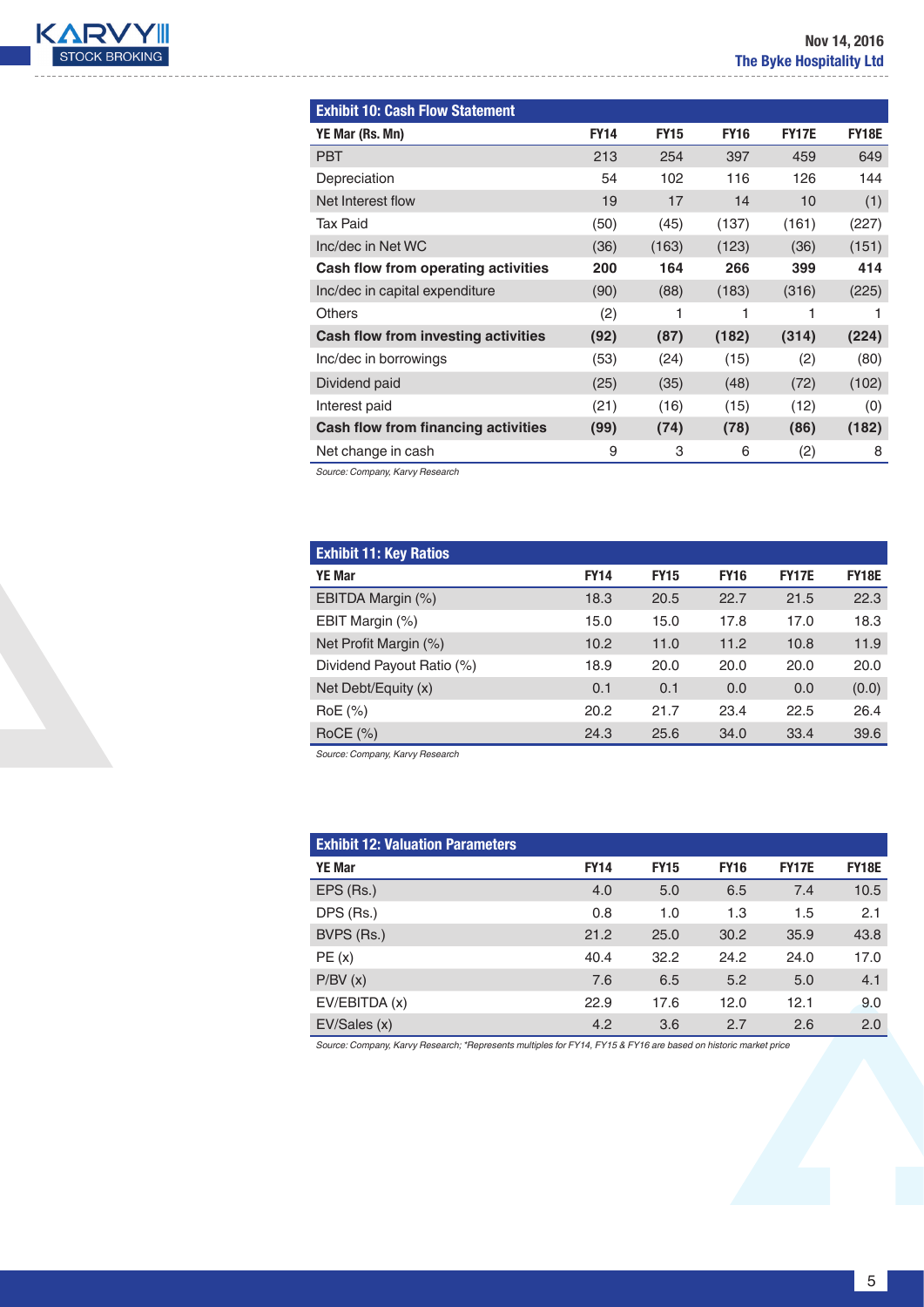### Exhibit 10: Cash Flow Statement

| YE Mar (Rs. Mn) | FY14 | FY15 | FY16 | FY17E | FY18E |
|---|---|---|---|---|---|
| PBT | 213 | 254 | 397 | 459 | 649 |
| Depreciation | 54 | 102 | 116 | 126 | 144 |
| Net Interest flow | 19 | 17 | 14 | 10 | (1) |
| Tax Paid | (50) | (45) | (137) | (161) | (227) |
| Inc/dec in Net WC | (36) | (163) | (123) | (36) | (151) |
| **Cash flow from operating activities** | **200** | **164** | **266** | **399** | **414** |
| Inc/dec in capital expenditure | (90) | (88) | (183) | (316) | (225) |
| Others | (2) | 1 | 1 | 1 | 1 |
| **Cash flow from investing activities** | **(92)** | **(87)** | **(182)** | **(314)** | **(224)** |
| Inc/dec in borrowings | (53) | (24) | (15) | (2) | (80) |
| Dividend paid | (25) | (35) | (48) | (72) | (102) |
| Interest paid | (21) | (16) | (15) | (12) | (0) |
| **Cash flow from financing activities** | **(99)** | **(74)** | **(78)** | **(86)** | **(182)** |
| Net change in cash | 9 | 3 | 6 | (2) | 8 |

*Source: Company, Karvy Research*

### Exhibit 11: Key Ratios

| YE Mar | FY14 | FY15 | FY16 | FY17E | FY18E |
|---|---|---|---|---|---|
| EBITDA Margin (%) | 18.3 | 20.5 | 22.7 | 21.5 | 22.3 |
| EBIT Margin (%) | 15.0 | 15.0 | 17.8 | 17.0 | 18.3 |
| Net Profit Margin (%) | 10.2 | 11.0 | 11.2 | 10.8 | 11.9 |
| Dividend Payout Ratio (%) | 18.9 | 20.0 | 20.0 | 20.0 | 20.0 |
| Net Debt/Equity (x) | 0.1 | 0.1 | 0.0 | 0.0 | (0.0) |
| RoE (%) | 20.2 | 21.7 | 23.4 | 22.5 | 26.4 |
| RoCE (%) | 24.3 | 25.6 | 34.0 | 33.4 | 39.6 |

*Source: Company, Karvy Research*

### Exhibit 12: Valuation Parameters

| YE Mar | FY14 | FY15 | FY16 | FY17E | FY18E |
|---|---|---|---|---|---|
| EPS (Rs.) | 4.0 | 5.0 | 6.5 | 7.4 | 10.5 |
| DPS (Rs.) | 0.8 | 1.0 | 1.3 | 1.5 | 2.1 |
| BVPS (Rs.) | 21.2 | 25.0 | 30.2 | 35.9 | 43.8 |
| PE (x) | 40.4 | 32.2 | 24.2 | 24.0 | 17.0 |
| P/BV (x) | 7.6 | 6.5 | 5.2 | 5.0 | 4.1 |
| EV/EBITDA (x) | 22.9 | 17.6 | 12.0 | 12.1 | 9.0 |
| EV/Sales (x) | 4.2 | 3.6 | 2.7 | 2.6 | 2.0 |

*Source: Company, Karvy Research; *Represents multiples for FY14, FY15 & FY16 are based on historic market price*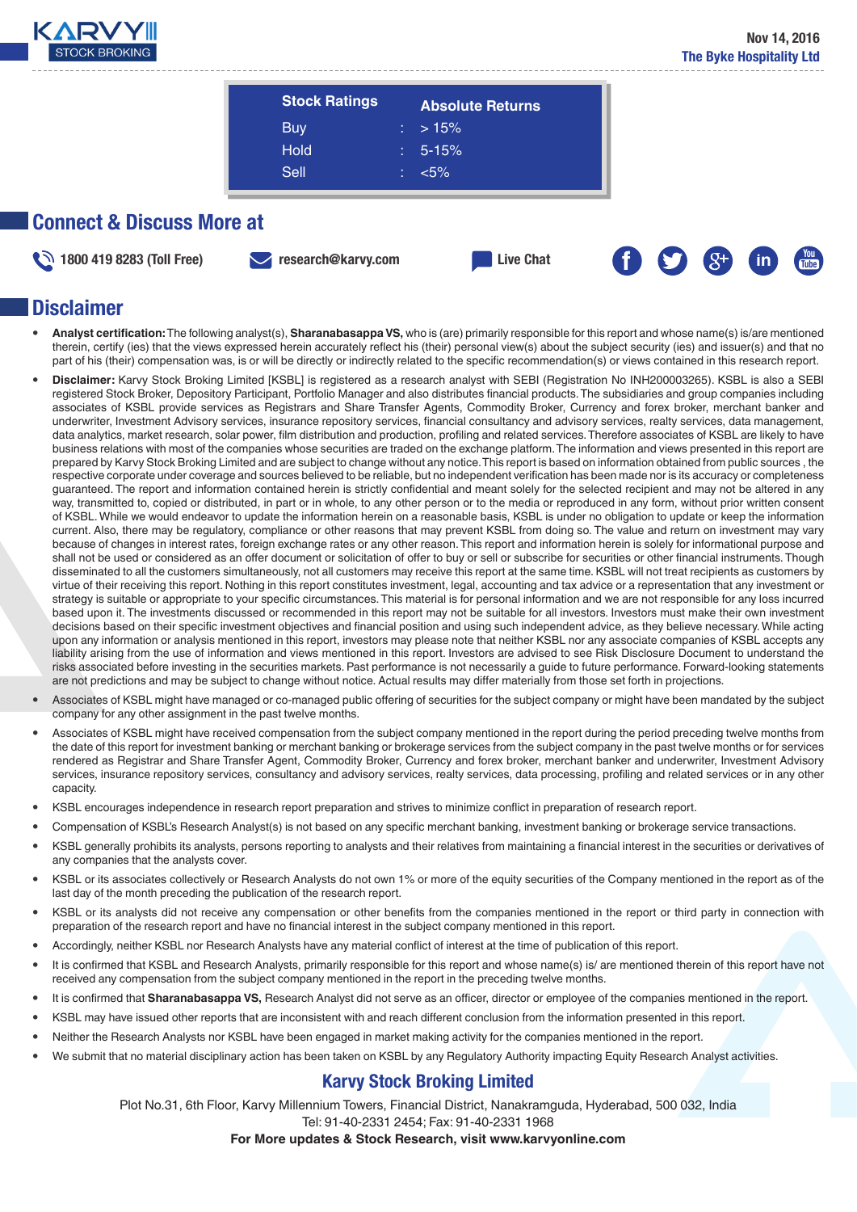| Stock Ratings | | Absolute Returns |
|---|---|---|
| Buy | : | > 15% |
| Hold | : | 5-15% |
| Sell | : | <5% |

## Connect & Discuss More at

1800 419 8283 (Toll Free) research@karvy.com Live Chat

## Disclaimer

- **Analyst certification:** The following analyst(s), **Sharanabasappa VS,** who is (are) primarily responsible for this report and whose name(s) is/are mentioned therein, certify (ies) that the views expressed herein accurately reflect his (their) personal view(s) about the subject security (ies) and issuer(s) and that no part of his (their) compensation was, is or will be directly or indirectly related to the specific recommendation(s) or views contained in this research report.
- **Disclaimer:** Karvy Stock Broking Limited [KSBL] is registered as a research analyst with SEBI (Registration No INH200003265). KSBL is also a SEBI registered Stock Broker, Depository Participant, Portfolio Manager and also distributes financial products. The subsidiaries and group companies including associates of KSBL provide services as Registrars and Share Transfer Agents, Commodity Broker, Currency and forex broker, merchant banker and underwriter, Investment Advisory services, insurance repository services, financial consultancy and advisory services, realty services, data management, data analytics, market research, solar power, film distribution and production, profiling and related services. Therefore associates of KSBL are likely to have business relations with most of the companies whose securities are traded on the exchange platform. The information and views presented in this report are prepared by Karvy Stock Broking Limited and are subject to change without any notice. This report is based on information obtained from public sources , the respective corporate under coverage and sources believed to be reliable, but no independent verification has been made nor is its accuracy or completeness guaranteed. The report and information contained herein is strictly confidential and meant solely for the selected recipient and may not be altered in any way, transmitted to, copied or distributed, in part or in whole, to any other person or to the media or reproduced in any form, without prior written consent of KSBL. While we would endeavor to update the information herein on a reasonable basis, KSBL is under no obligation to update or keep the information current. Also, there may be regulatory, compliance or other reasons that may prevent KSBL from doing so. The value and return on investment may vary because of changes in interest rates, foreign exchange rates or any other reason. This report and information herein is solely for informational purpose and shall not be used or considered as an offer document or solicitation of offer to buy or sell or subscribe for securities or other financial instruments. Though disseminated to all the customers simultaneously, not all customers may receive this report at the same time. KSBL will not treat recipients as customers by virtue of their receiving this report. Nothing in this report constitutes investment, legal, accounting and tax advice or a representation that any investment or strategy is suitable or appropriate to your specific circumstances. This material is for personal information and we are not responsible for any loss incurred based upon it. The investments discussed or recommended in this report may not be suitable for all investors. Investors must make their own investment decisions based on their specific investment objectives and financial position and using such independent advice, as they believe necessary. While acting upon any information or analysis mentioned in this report, investors may please note that neither KSBL nor any associate companies of KSBL accepts any liability arising from the use of information and views mentioned in this report. Investors are advised to see Risk Disclosure Document to understand the risks associated before investing in the securities markets. Past performance is not necessarily a guide to future performance. Forward-looking statements are not predictions and may be subject to change without notice. Actual results may differ materially from those set forth in projections.
- Associates of KSBL might have managed or co-managed public offering of securities for the subject company or might have been mandated by the subject company for any other assignment in the past twelve months.
- Associates of KSBL might have received compensation from the subject company mentioned in the report during the period preceding twelve months from the date of this report for investment banking or merchant banking or brokerage services from the subject company in the past twelve months or for services rendered as Registrar and Share Transfer Agent, Commodity Broker, Currency and forex broker, merchant banker and underwriter, Investment Advisory services, insurance repository services, consultancy and advisory services, realty services, data processing, profiling and related services or in any other capacity.
- KSBL encourages independence in research report preparation and strives to minimize conflict in preparation of research report.
- Compensation of KSBL's Research Analyst(s) is not based on any specific merchant banking, investment banking or brokerage service transactions.
- KSBL generally prohibits its analysts, persons reporting to analysts and their relatives from maintaining a financial interest in the securities or derivatives of any companies that the analysts cover.
- KSBL or its associates collectively or Research Analysts do not own 1% or more of the equity securities of the Company mentioned in the report as of the last day of the month preceding the publication of the research report.
- KSBL or its analysts did not receive any compensation or other benefits from the companies mentioned in the report or third party in connection with preparation of the research report and have no financial interest in the subject company mentioned in this report.
- Accordingly, neither KSBL nor Research Analysts have any material conflict of interest at the time of publication of this report.
- It is confirmed that KSBL and Research Analysts, primarily responsible for this report and whose name(s) is/ are mentioned therein of this report have not received any compensation from the subject company mentioned in the report in the preceding twelve months.
- It is confirmed that **Sharanabasappa VS,** Research Analyst did not serve as an officer, director or employee of the companies mentioned in the report.
- KSBL may have issued other reports that are inconsistent with and reach different conclusion from the information presented in this report.
- Neither the Research Analysts nor KSBL have been engaged in market making activity for the companies mentioned in the report.
- We submit that no material disciplinary action has been taken on KSBL by any Regulatory Authority impacting Equity Research Analyst activities.

### Karvy Stock Broking Limited

Plot No.31, 6th Floor, Karvy Millennium Towers, Financial District, Nanakramguda, Hyderabad, 500 032, India
Tel: 91-40-2331 2454; Fax: 91-40-2331 1968
**For More updates & Stock Research, visit www.karvyonline.com**